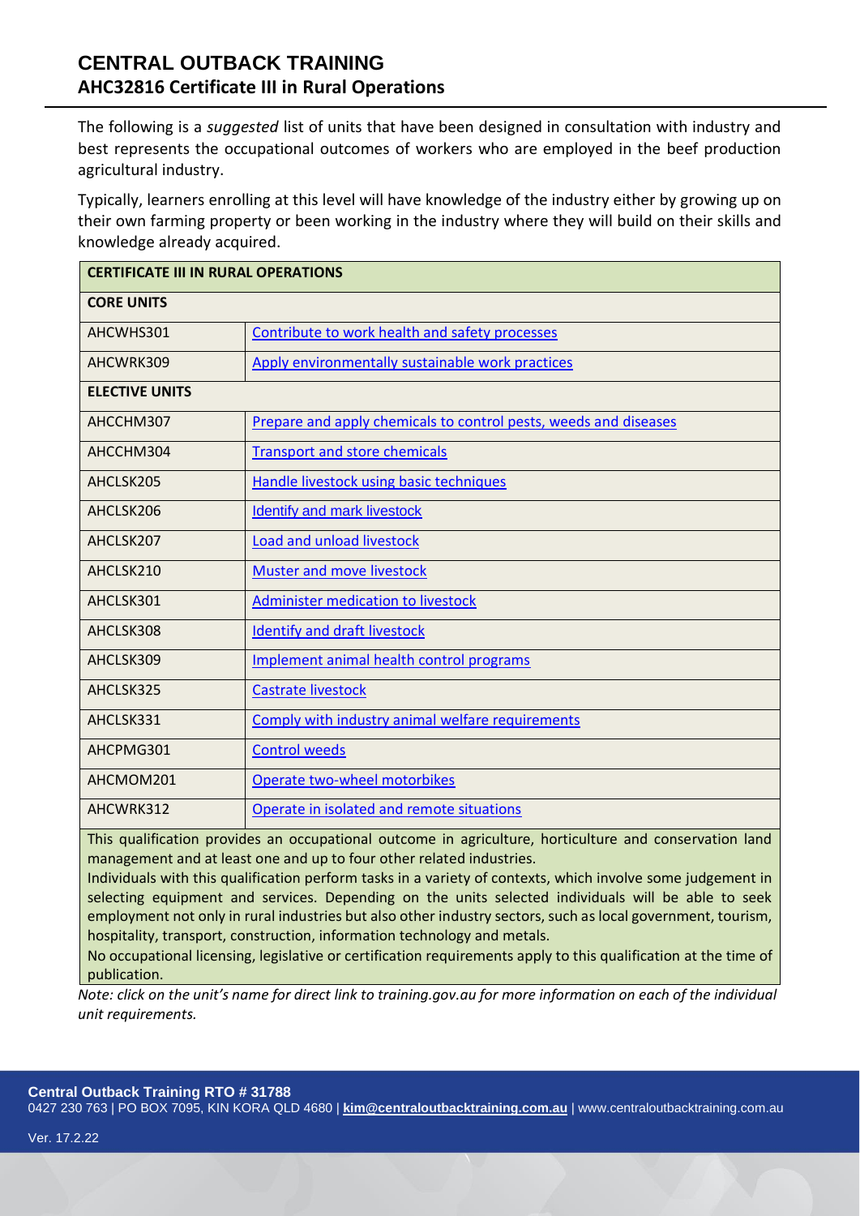# CENTRAL OUTBACK TRAINING

## AHC32816 Certificate III in Rural Operations

The following is a *suggested* list of units that have been designed in consultation with industry and best represents the occupational outcomes of workers who are employed in the beef production agricultural industry.

Typically, learners enrolling at this level will have knowledge of the industry either by growing up on their own farming property or been working in the industry where they will build on their skills and knowledge already acquired.

| **CERTIFICATE III IN RURAL OPERATIONS** | |
|---|---|
| **CORE UNITS** | |
| AHCWHS301 | Contribute to work health and safety processes |
| AHCWRK309 | Apply environmentally sustainable work practices |
| **ELECTIVE UNITS** | |
| AHCCHM307 | Prepare and apply chemicals to control pests, weeds and diseases |
| AHCCHM304 | Transport and store chemicals |
| AHCLSK205 | Handle livestock using basic techniques |
| AHCLSK206 | Identify and mark livestock |
| AHCLSK207 | Load and unload livestock |
| AHCLSK210 | Muster and move livestock |
| AHCLSK301 | Administer medication to livestock |
| AHCLSK308 | Identify and draft livestock |
| AHCLSK309 | Implement animal health control programs |
| AHCLSK325 | Castrate livestock |
| AHCLSK331 | Comply with industry animal welfare requirements |
| AHCPMG301 | Control weeds |
| AHCMOM201 | Operate two-wheel motorbikes |
| AHCWRK312 | Operate in isolated and remote situations |

This qualification provides an occupational outcome in agriculture, horticulture and conservation land management and at least one and up to four other related industries.

Individuals with this qualification perform tasks in a variety of contexts, which involve some judgement in selecting equipment and services. Depending on the units selected individuals will be able to seek employment not only in rural industries but also other industry sectors, such as local government, tourism, hospitality, transport, construction, information technology and metals.

No occupational licensing, legislative or certification requirements apply to this qualification at the time of publication.

*Note: click on the unit's name for direct link to training.gov.au for more information on each of the individual unit requirements.*

**Central Outback Training RTO # 31788**
0427 230 763 | PO BOX 7095, KIN KORA QLD 4680 | **kim@centraloutbacktraining.com.au** | www.centraloutbacktraining.com.au

Ver. 17.2.22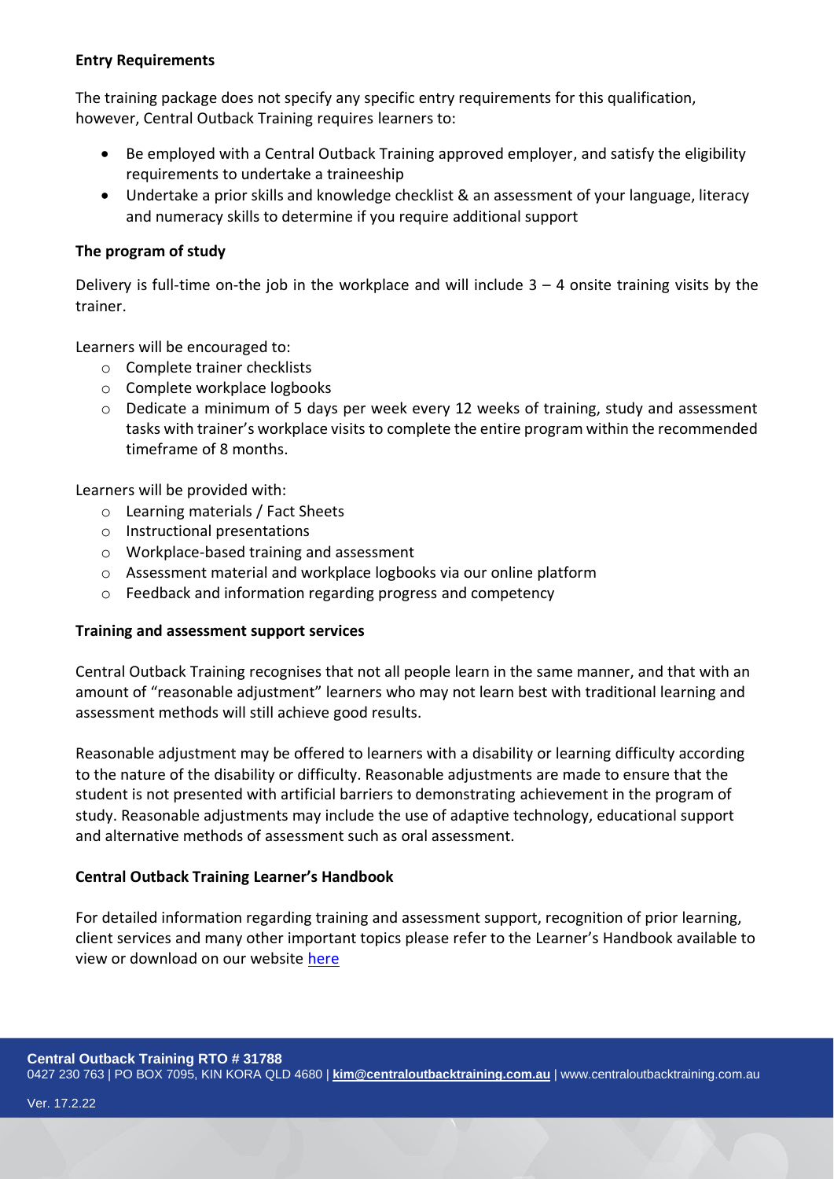**Entry Requirements**

The training package does not specify any specific entry requirements for this qualification, however, Central Outback Training requires learners to:

- Be employed with a Central Outback Training approved employer, and satisfy the eligibility requirements to undertake a traineeship
- Undertake a prior skills and knowledge checklist & an assessment of your language, literacy and numeracy skills to determine if you require additional support

**The program of study**

Delivery is full-time on-the job in the workplace and will include 3 – 4 onsite training visits by the trainer.

Learners will be encouraged to:

- Complete trainer checklists
- Complete workplace logbooks
- Dedicate a minimum of 5 days per week every 12 weeks of training, study and assessment tasks with trainer's workplace visits to complete the entire program within the recommended timeframe of 8 months.

Learners will be provided with:

- Learning materials / Fact Sheets
- Instructional presentations
- Workplace-based training and assessment
- Assessment material and workplace logbooks via our online platform
- Feedback and information regarding progress and competency

**Training and assessment support services**

Central Outback Training recognises that not all people learn in the same manner, and that with an amount of "reasonable adjustment" learners who may not learn best with traditional learning and assessment methods will still achieve good results.

Reasonable adjustment may be offered to learners with a disability or learning difficulty according to the nature of the disability or difficulty. Reasonable adjustments are made to ensure that the student is not presented with artificial barriers to demonstrating achievement in the program of study. Reasonable adjustments may include the use of adaptive technology, educational support and alternative methods of assessment such as oral assessment.

**Central Outback Training Learner's Handbook**

For detailed information regarding training and assessment support, recognition of prior learning, client services and many other important topics please refer to the Learner's Handbook available to view or download on our website here